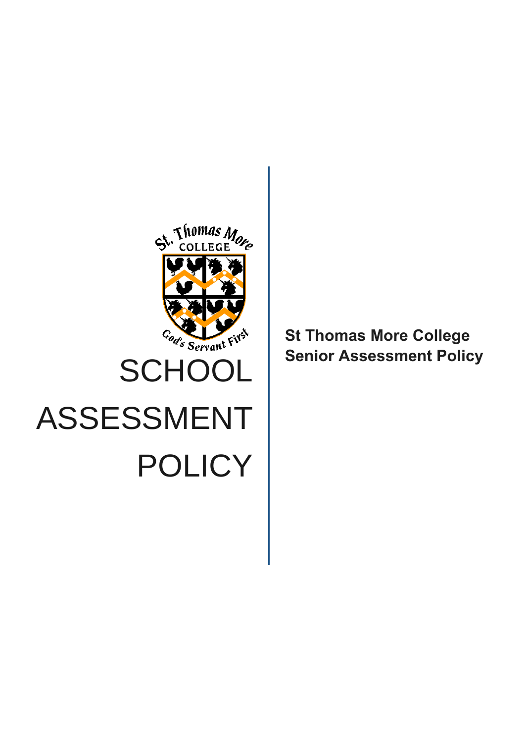# SCHOOL ASSESSMENT POLICY

**St Thomas More College**
**Senior Assessment Policy**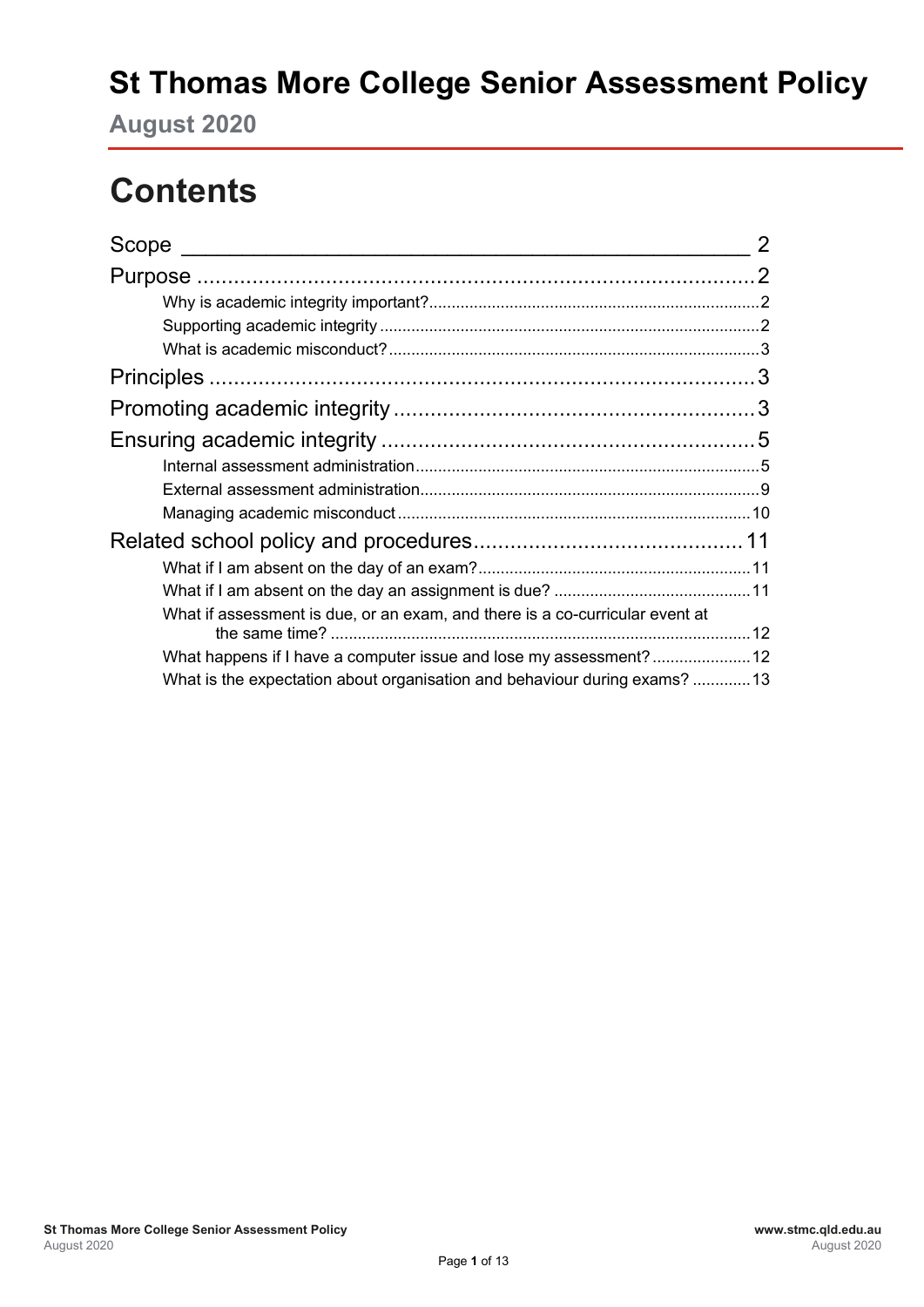# St Thomas More College Senior Assessment Policy

**August 2020**

# Contents

- Scope 2
- Purpose 2
  - Why is academic integrity important? 2
  - Supporting academic integrity 2
  - What is academic misconduct? 3
- Principles 3
- Promoting academic integrity 3
- Ensuring academic integrity 5
  - Internal assessment administration 5
  - External assessment administration 9
  - Managing academic misconduct 10
- Related school policy and procedures 11
  - What if I am absent on the day of an exam? 11
  - What if I am absent on the day an assignment is due? 11
  - What if assessment is due, or an exam, and there is a co-curricular event at the same time? 12
  - What happens if I have a computer issue and lose my assessment? 12
  - What is the expectation about organisation and behaviour during exams? 13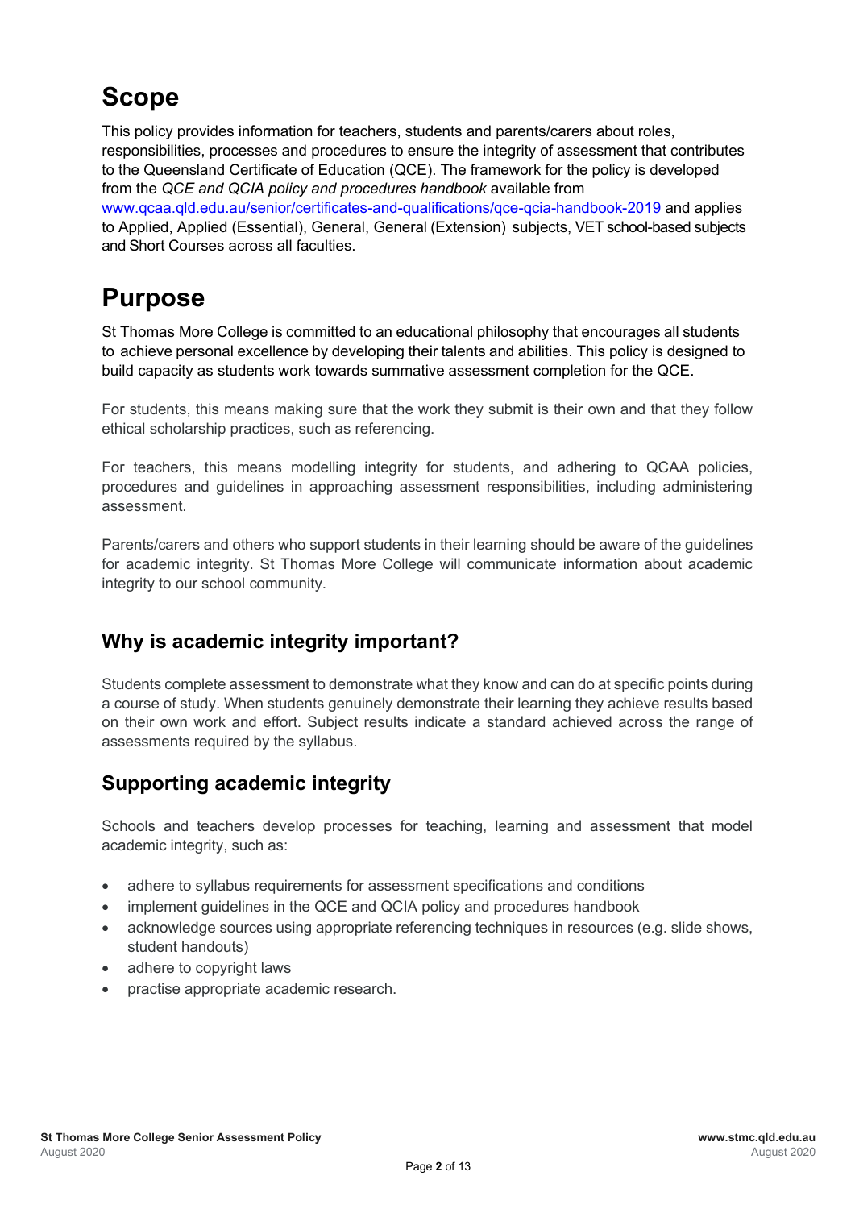# Scope

This policy provides information for teachers, students and parents/carers about roles, responsibilities, processes and procedures to ensure the integrity of assessment that contributes to the Queensland Certificate of Education (QCE). The framework for the policy is developed from the *QCE and QCIA policy and procedures handbook* available from www.qcaa.qld.edu.au/senior/certificates-and-qualifications/qce-qcia-handbook-2019 and applies to Applied, Applied (Essential), General, General (Extension) subjects, VET school-based subjects and Short Courses across all faculties.

# Purpose

St Thomas More College is committed to an educational philosophy that encourages all students to achieve personal excellence by developing their talents and abilities. This policy is designed to build capacity as students work towards summative assessment completion for the QCE.

For students, this means making sure that the work they submit is their own and that they follow ethical scholarship practices, such as referencing.

For teachers, this means modelling integrity for students, and adhering to QCAA policies, procedures and guidelines in approaching assessment responsibilities, including administering assessment.

Parents/carers and others who support students in their learning should be aware of the guidelines for academic integrity. St Thomas More College will communicate information about academic integrity to our school community.

## Why is academic integrity important?

Students complete assessment to demonstrate what they know and can do at specific points during a course of study. When students genuinely demonstrate their learning they achieve results based on their own work and effort. Subject results indicate a standard achieved across the range of assessments required by the syllabus.

## Supporting academic integrity

Schools and teachers develop processes for teaching, learning and assessment that model academic integrity, such as:

- adhere to syllabus requirements for assessment specifications and conditions
- implement guidelines in the QCE and QCIA policy and procedures handbook
- acknowledge sources using appropriate referencing techniques in resources (e.g. slide shows, student handouts)
- adhere to copyright laws
- practise appropriate academic research.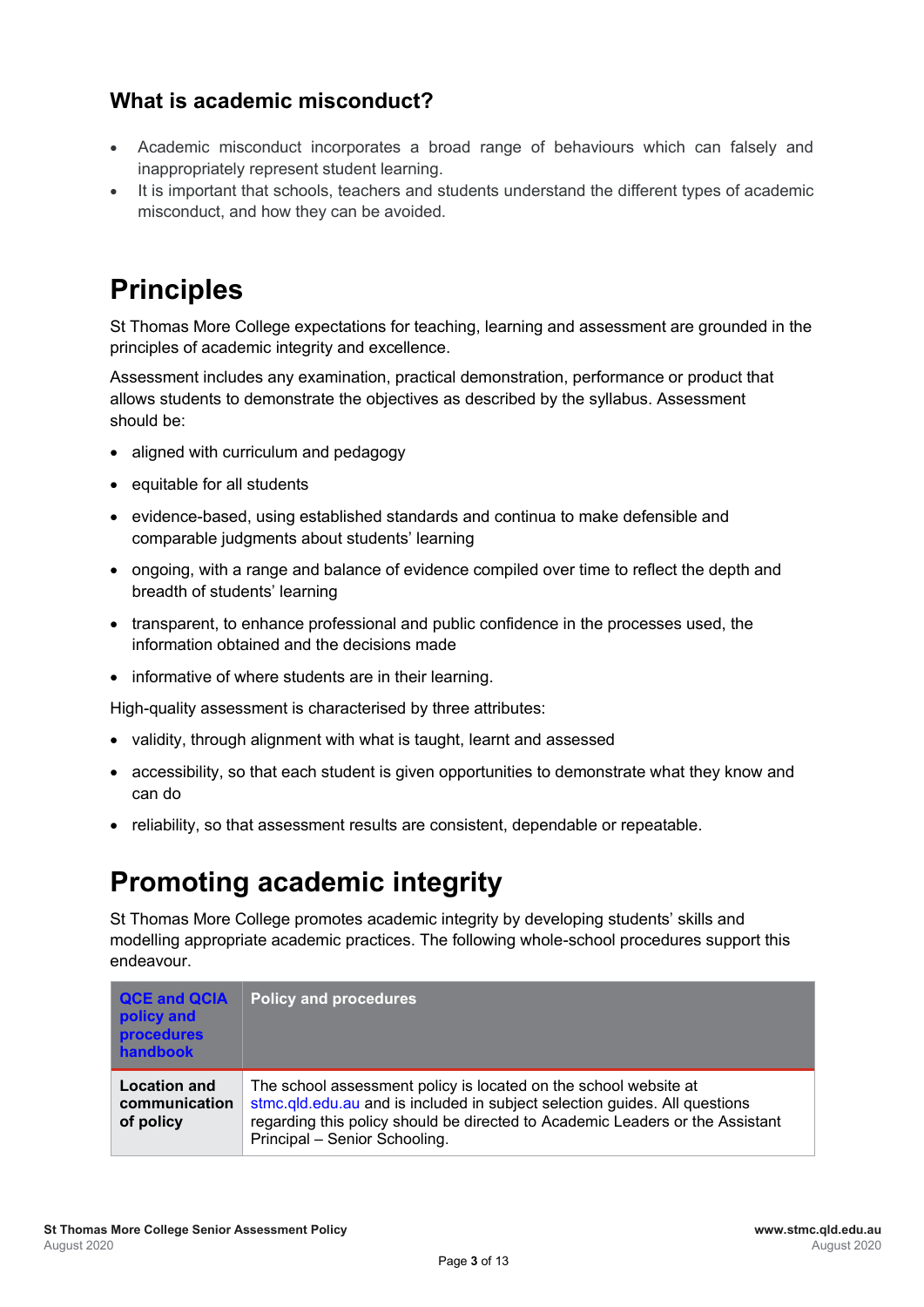### What is academic misconduct?

- Academic misconduct incorporates a broad range of behaviours which can falsely and inappropriately represent student learning.
- It is important that schools, teachers and students understand the different types of academic misconduct, and how they can be avoided.

# Principles

St Thomas More College expectations for teaching, learning and assessment are grounded in the principles of academic integrity and excellence.

Assessment includes any examination, practical demonstration, performance or product that allows students to demonstrate the objectives as described by the syllabus. Assessment should be:

- aligned with curriculum and pedagogy
- equitable for all students
- evidence-based, using established standards and continua to make defensible and comparable judgments about students' learning
- ongoing, with a range and balance of evidence compiled over time to reflect the depth and breadth of students' learning
- transparent, to enhance professional and public confidence in the processes used, the information obtained and the decisions made
- informative of where students are in their learning.

High-quality assessment is characterised by three attributes:

- validity, through alignment with what is taught, learnt and assessed
- accessibility, so that each student is given opportunities to demonstrate what they know and can do
- reliability, so that assessment results are consistent, dependable or repeatable.

# Promoting academic integrity

St Thomas More College promotes academic integrity by developing students' skills and modelling appropriate academic practices. The following whole-school procedures support this endeavour.

| QCE and QCIA policy and procedures handbook | Policy and procedures |
|---|---|
| **Location and communication of policy** | The school assessment policy is located on the school website at stmc.qld.edu.au and is included in subject selection guides. All questions regarding this policy should be directed to Academic Leaders or the Assistant Principal – Senior Schooling. |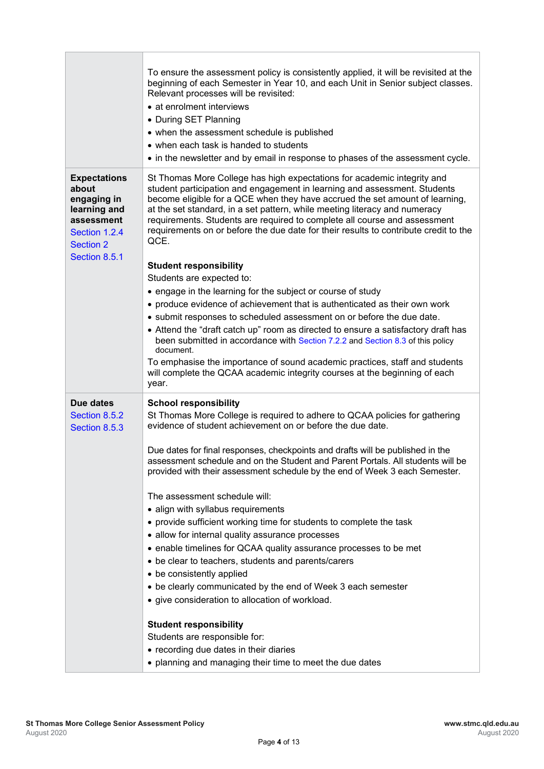| | |
|---|---|
| | To ensure the assessment policy is consistently applied, it will be revisited at the beginning of each Semester in Year 10, and each Unit in Senior subject classes. Relevant processes will be revisited:<br>• at enrolment interviews<br>• During SET Planning<br>• when the assessment schedule is published<br>• when each task is handed to students<br>• in the newsletter and by email in response to phases of the assessment cycle. |
| **Expectations about engaging in learning and assessment**<br>Section 1.2.4<br>Section 2<br>Section 8.5.1 | St Thomas More College has high expectations for academic integrity and student participation and engagement in learning and assessment. Students become eligible for a QCE when they have accrued the set amount of learning, at the set standard, in a set pattern, while meeting literacy and numeracy requirements. Students are required to complete all course and assessment requirements on or before the due date for their results to contribute credit to the QCE.<br><br>**Student responsibility**<br>Students are expected to:<br>• engage in the learning for the subject or course of study<br>• produce evidence of achievement that is authenticated as their own work<br>• submit responses to scheduled assessment on or before the due date.<br>• Attend the "draft catch up" room as directed to ensure a satisfactory draft has been submitted in accordance with Section 7.2.2 and Section 8.3 of this policy document.<br>To emphasise the importance of sound academic practices, staff and students will complete the QCAA academic integrity courses at the beginning of each year. |
| **Due dates**<br>Section 8.5.2<br>Section 8.5.3 | **School responsibility**<br>St Thomas More College is required to adhere to QCAA policies for gathering evidence of student achievement on or before the due date.<br><br>Due dates for final responses, checkpoints and drafts will be published in the assessment schedule and on the Student and Parent Portals. All students will be provided with their assessment schedule by the end of Week 3 each Semester.<br><br>The assessment schedule will:<br>• align with syllabus requirements<br>• provide sufficient working time for students to complete the task<br>• allow for internal quality assurance processes<br>• enable timelines for QCAA quality assurance processes to be met<br>• be clear to teachers, students and parents/carers<br>• be consistently applied<br>• be clearly communicated by the end of Week 3 each semester<br>• give consideration to allocation of workload.<br><br>**Student responsibility**<br>Students are responsible for:<br>• recording due dates in their diaries<br>• planning and managing their time to meet the due dates |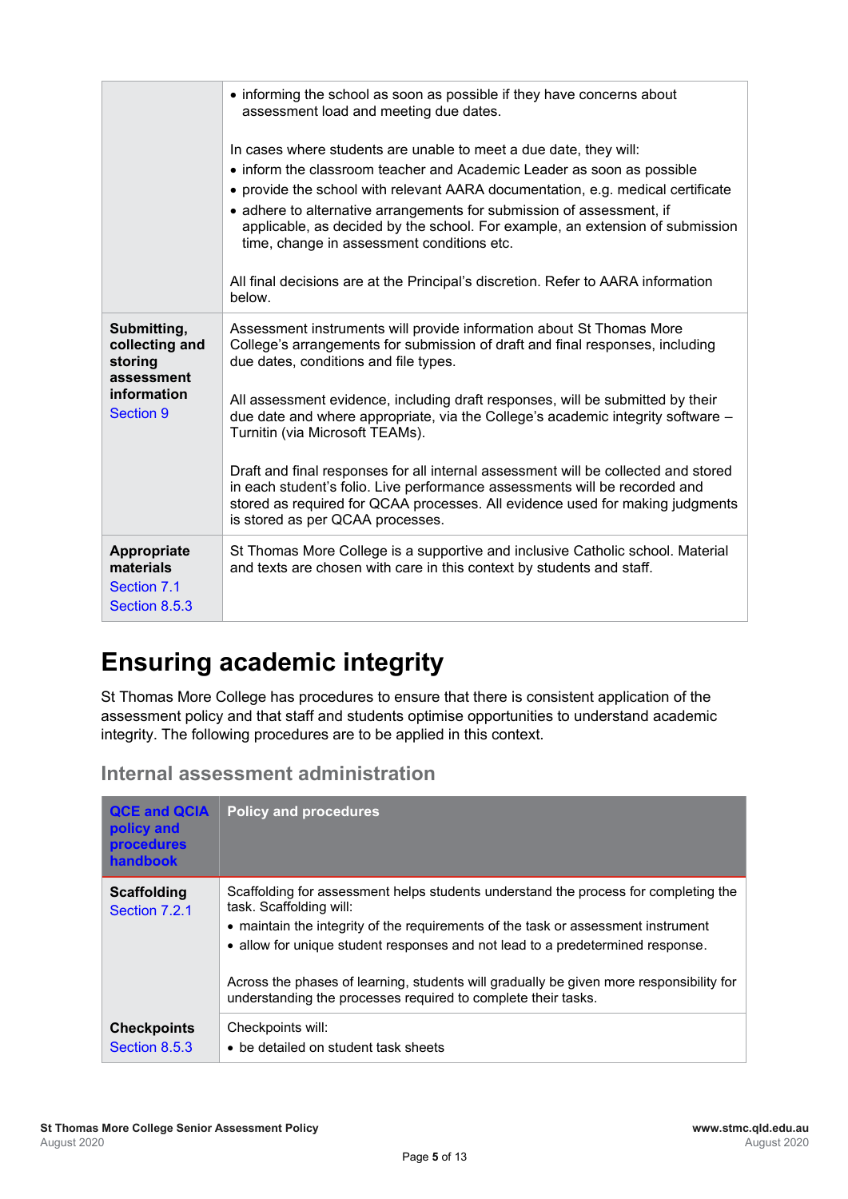| | |
|---|---|
| | • informing the school as soon as possible if they have concerns about assessment load and meeting due dates.<br><br>In cases where students are unable to meet a due date, they will:<br>• inform the classroom teacher and Academic Leader as soon as possible<br>• provide the school with relevant AARA documentation, e.g. medical certificate<br>• adhere to alternative arrangements for submission of assessment, if applicable, as decided by the school. For example, an extension of submission time, change in assessment conditions etc.<br><br>All final decisions are at the Principal's discretion. Refer to AARA information below. |
| **Submitting, collecting and storing assessment information**<br>Section 9 | Assessment instruments will provide information about St Thomas More College's arrangements for submission of draft and final responses, including due dates, conditions and file types.<br><br>All assessment evidence, including draft responses, will be submitted by their due date and where appropriate, via the College's academic integrity software – Turnitin (via Microsoft TEAMs).<br><br>Draft and final responses for all internal assessment will be collected and stored in each student's folio. Live performance assessments will be recorded and stored as required for QCAA processes. All evidence used for making judgments is stored as per QCAA processes. |
| **Appropriate materials**<br>Section 7.1<br>Section 8.5.3 | St Thomas More College is a supportive and inclusive Catholic school. Material and texts are chosen with care in this context by students and staff. |

# Ensuring academic integrity

St Thomas More College has procedures to ensure that there is consistent application of the assessment policy and that staff and students optimise opportunities to understand academic integrity. The following procedures are to be applied in this context.

## Internal assessment administration

| QCE and QCIA policy and procedures handbook | Policy and procedures |
|---|---|
| **Scaffolding**<br>Section 7.2.1 | Scaffolding for assessment helps students understand the process for completing the task. Scaffolding will:<br>• maintain the integrity of the requirements of the task or assessment instrument<br>• allow for unique student responses and not lead to a predetermined response.<br><br>Across the phases of learning, students will gradually be given more responsibility for understanding the processes required to complete their tasks. |
| **Checkpoints**<br>Section 8.5.3 | Checkpoints will:<br>• be detailed on student task sheets |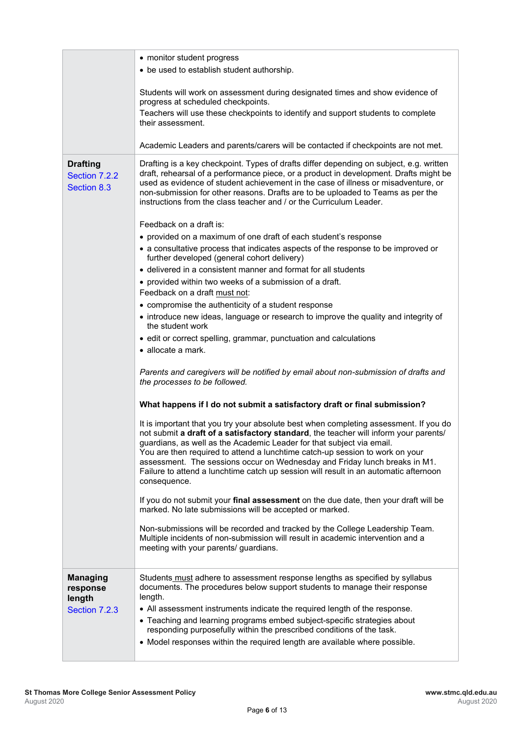| | |
|---|---|
| | • monitor student progress<br>• be used to establish student authorship.<br><br>Students will work on assessment during designated times and show evidence of progress at scheduled checkpoints.<br>Teachers will use these checkpoints to identify and support students to complete their assessment.<br><br>Academic Leaders and parents/carers will be contacted if checkpoints are not met. |
| **Drafting**<br>Section 7.2.2<br>Section 8.3 | Drafting is a key checkpoint. Types of drafts differ depending on subject, e.g. written draft, rehearsal of a performance piece, or a product in development. Drafts might be used as evidence of student achievement in the case of illness or misadventure, or non-submission for other reasons. Drafts are to be uploaded to Teams as per the instructions from the class teacher and / or the Curriculum Leader.<br><br>Feedback on a draft is:<br>• provided on a maximum of one draft of each student's response<br>• a consultative process that indicates aspects of the response to be improved or further developed (general cohort delivery)<br>• delivered in a consistent manner and format for all students<br>• provided within two weeks of a submission of a draft.<br>Feedback on a draft must not:<br>• compromise the authenticity of a student response<br>• introduce new ideas, language or research to improve the quality and integrity of the student work<br>• edit or correct spelling, grammar, punctuation and calculations<br>• allocate a mark.<br><br>*Parents and caregivers will be notified by email about non-submission of drafts and the processes to be followed.*<br><br>**What happens if I do not submit a satisfactory draft or final submission?**<br><br>It is important that you try your absolute best when completing assessment. If you do not submit **a draft of a satisfactory standard**, the teacher will inform your parents/ guardians, as well as the Academic Leader for that subject via email.<br>You are then required to attend a lunchtime catch-up session to work on your assessment. The sessions occur on Wednesday and Friday lunch breaks in M1. Failure to attend a lunchtime catch up session will result in an automatic afternoon consequence.<br><br>If you do not submit your **final assessment** on the due date, then your draft will be marked. No late submissions will be accepted or marked.<br><br>Non-submissions will be recorded and tracked by the College Leadership Team. Multiple incidents of non-submission will result in academic intervention and a meeting with your parents/ guardians. |
| **Managing response length**<br>Section 7.2.3 | Students must adhere to assessment response lengths as specified by syllabus documents. The procedures below support students to manage their response length.<br>• All assessment instruments indicate the required length of the response.<br>• Teaching and learning programs embed subject-specific strategies about responding purposefully within the prescribed conditions of the task.<br>• Model responses within the required length are available where possible. |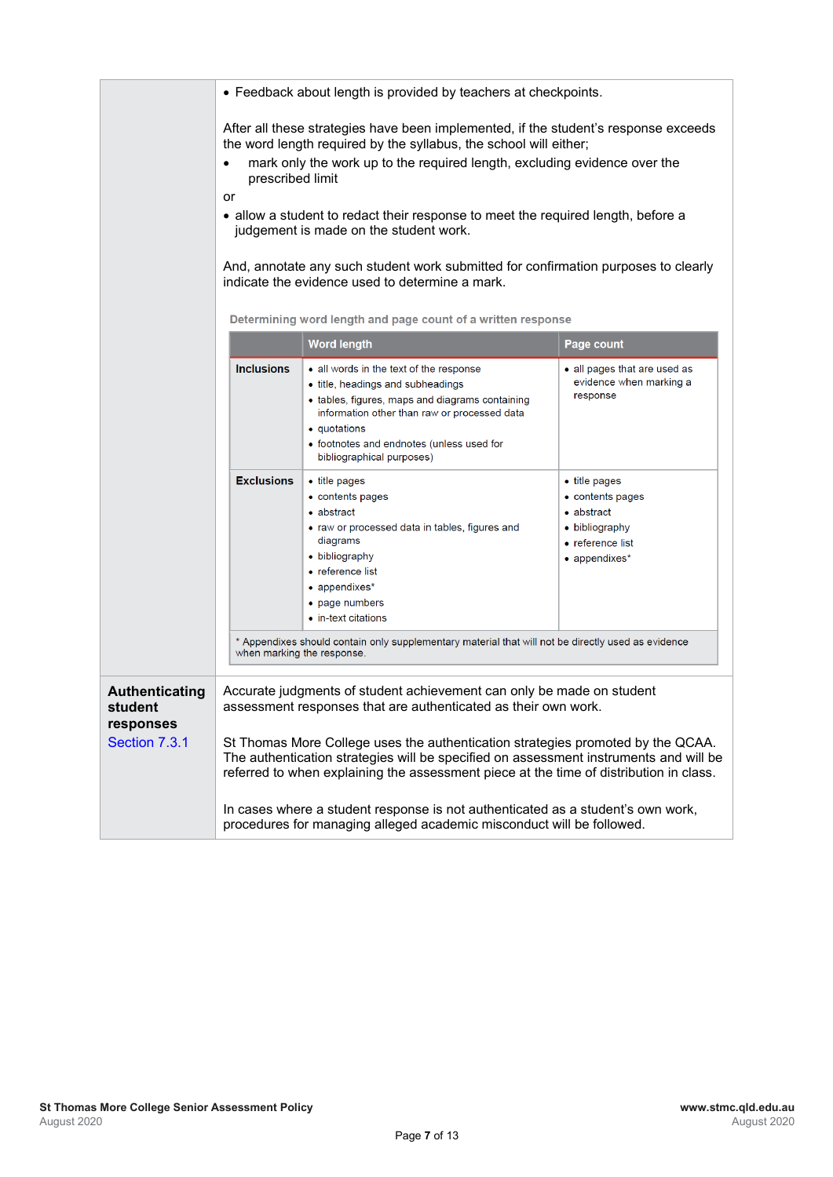|  |  |
|---|---|
|  | • Feedback about length is provided by teachers at checkpoints.<br><br>After all these strategies have been implemented, if the student's response exceeds the word length required by the syllabus, the school will either;<br>• mark only the work up to the required length, excluding evidence over the prescribed limit<br>or<br>• allow a student to redact their response to meet the required length, before a judgement is made on the student work.<br><br>And, annotate any such student work submitted for confirmation purposes to clearly indicate the evidence used to determine a mark. |

**Determining word length and page count of a written response**

|  | Word length | Page count |
|---|---|---|
| **Inclusions** | • all words in the text of the response<br>• title, headings and subheadings<br>• tables, figures, maps and diagrams containing information other than raw or processed data<br>• quotations<br>• footnotes and endnotes (unless used for bibliographical purposes) | • all pages that are used as evidence when marking a response |
| **Exclusions** | • title pages<br>• contents pages<br>• abstract<br>• raw or processed data in tables, figures and diagrams<br>• bibliography<br>• reference list<br>• appendixes*<br>• page numbers<br>• in-text citations | • title pages<br>• contents pages<br>• abstract<br>• bibliography<br>• reference list<br>• appendixes* |

\* Appendixes should contain only supplementary material that will not be directly used as evidence when marking the response.

|  |  |
|---|---|
| **Authenticating student responses**<br>Section 7.3.1 | Accurate judgments of student achievement can only be made on student assessment responses that are authenticated as their own work.<br><br>St Thomas More College uses the authentication strategies promoted by the QCAA. The authentication strategies will be specified on assessment instruments and will be referred to when explaining the assessment piece at the time of distribution in class.<br><br>In cases where a student response is not authenticated as a student's own work, procedures for managing alleged academic misconduct will be followed. |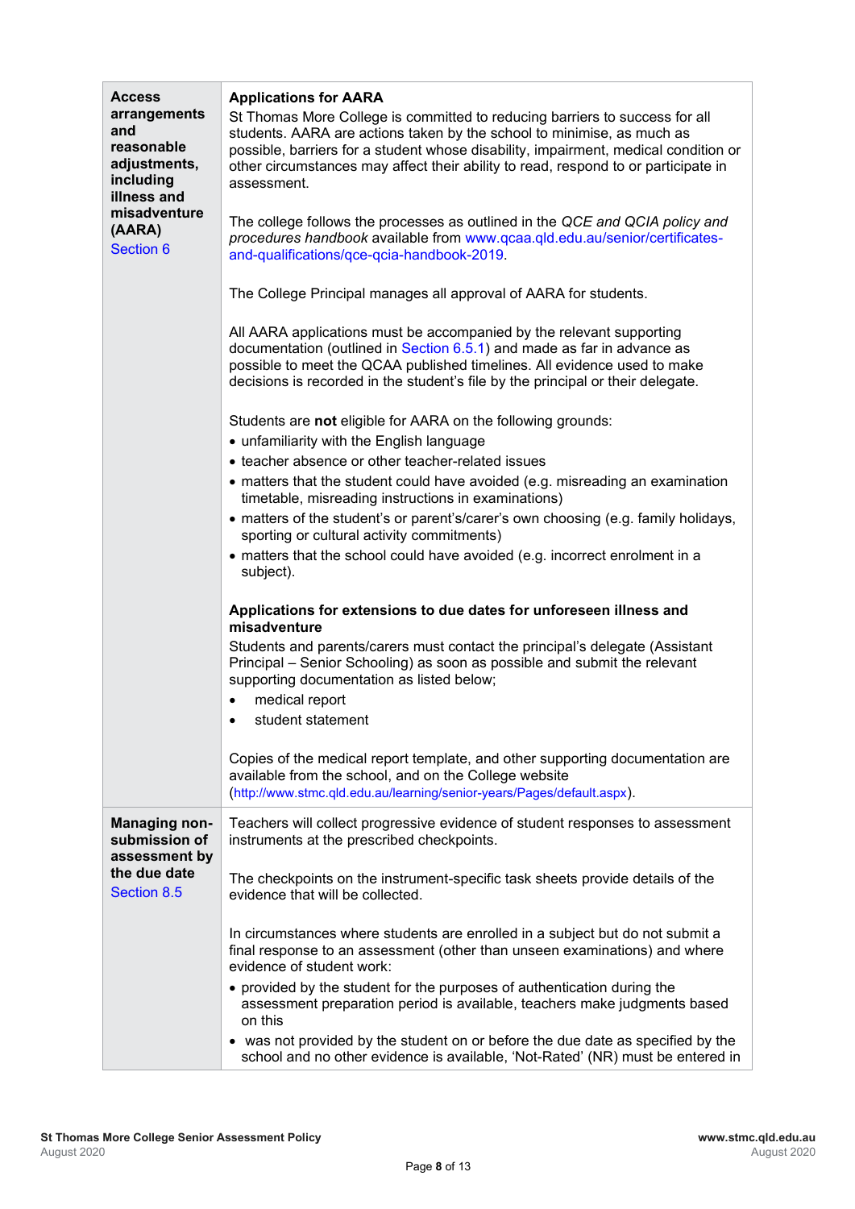| | |
|---|---|
| **Access arrangements and reasonable adjustments, including illness and misadventure (AARA)** Section 6 | **Applications for AARA**<br>St Thomas More College is committed to reducing barriers to success for all students. AARA are actions taken by the school to minimise, as much as possible, barriers for a student whose disability, impairment, medical condition or other circumstances may affect their ability to read, respond to or participate in assessment.<br><br>The college follows the processes as outlined in the *QCE and QCIA policy and procedures handbook* available from www.qcaa.qld.edu.au/senior/certificates-and-qualifications/qce-qcia-handbook-2019.<br><br>The College Principal manages all approval of AARA for students.<br><br>All AARA applications must be accompanied by the relevant supporting documentation (outlined in Section 6.5.1) and made as far in advance as possible to meet the QCAA published timelines. All evidence used to make decisions is recorded in the student's file by the principal or their delegate.<br><br>Students are **not** eligible for AARA on the following grounds:<br>• unfamiliarity with the English language<br>• teacher absence or other teacher-related issues<br>• matters that the student could have avoided (e.g. misreading an examination timetable, misreading instructions in examinations)<br>• matters of the student's or parent's/carer's own choosing (e.g. family holidays, sporting or cultural activity commitments)<br>• matters that the school could have avoided (e.g. incorrect enrolment in a subject).<br><br>**Applications for extensions to due dates for unforeseen illness and misadventure**<br>Students and parents/carers must contact the principal's delegate (Assistant Principal – Senior Schooling) as soon as possible and submit the relevant supporting documentation as listed below;<br>• medical report<br>• student statement<br><br>Copies of the medical report template, and other supporting documentation are available from the school, and on the College website (http://www.stmc.qld.edu.au/learning/senior-years/Pages/default.aspx). |
| **Managing non-submission of assessment by the due date** Section 8.5 | Teachers will collect progressive evidence of student responses to assessment instruments at the prescribed checkpoints.<br><br>The checkpoints on the instrument-specific task sheets provide details of the evidence that will be collected.<br><br>In circumstances where students are enrolled in a subject but do not submit a final response to an assessment (other than unseen examinations) and where evidence of student work:<br>• provided by the student for the purposes of authentication during the assessment preparation period is available, teachers make judgments based on this<br>• was not provided by the student on or before the due date as specified by the school and no other evidence is available, 'Not-Rated' (NR) must be entered in |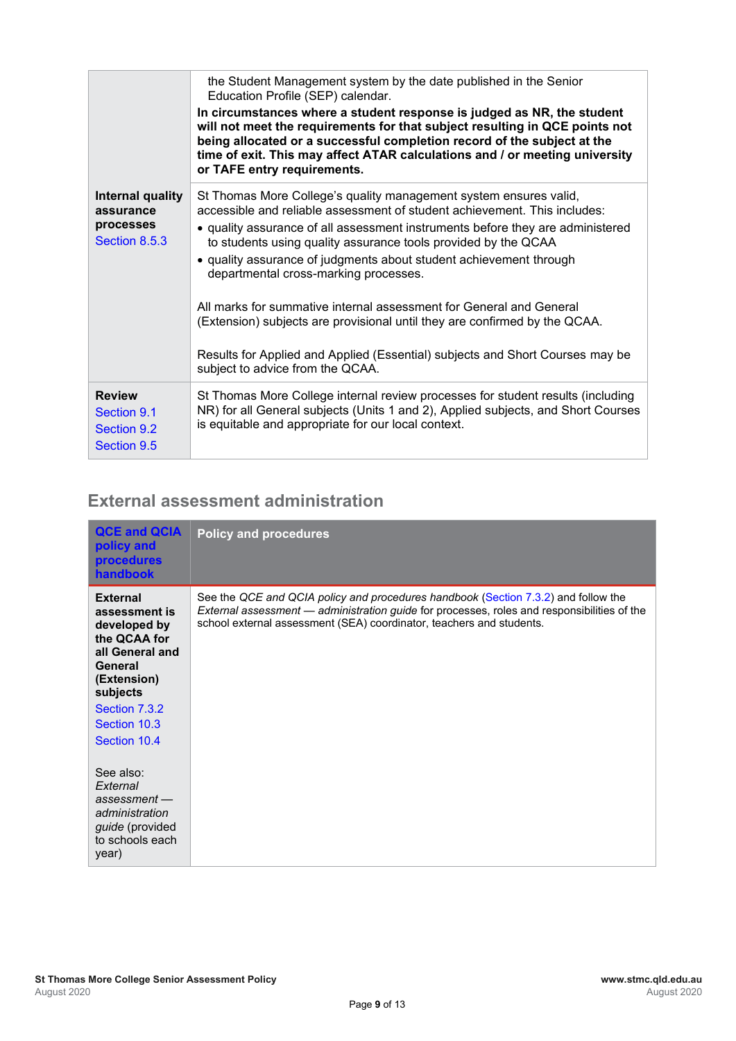| | |
|---|---|
| | the Student Management system by the date published in the Senior Education Profile (SEP) calendar. **In circumstances where a student response is judged as NR, the student will not meet the requirements for that subject resulting in QCE points not being allocated or a successful completion record of the subject at the time of exit. This may affect ATAR calculations and / or meeting university or TAFE entry requirements.** |
| **Internal quality assurance processes** Section 8.5.3 | St Thomas More College's quality management system ensures valid, accessible and reliable assessment of student achievement. This includes: • quality assurance of all assessment instruments before they are administered to students using quality assurance tools provided by the QCAA • quality assurance of judgments about student achievement through departmental cross-marking processes. All marks for summative internal assessment for General and General (Extension) subjects are provisional until they are confirmed by the QCAA. Results for Applied and Applied (Essential) subjects and Short Courses may be subject to advice from the QCAA. |
| **Review** Section 9.1 Section 9.2 Section 9.5 | St Thomas More College internal review processes for student results (including NR) for all General subjects (Units 1 and 2), Applied subjects, and Short Courses is equitable and appropriate for our local context. |

## External assessment administration

| QCE and QCIA policy and procedures handbook | Policy and procedures |
|---|---|
| **External assessment is developed by the QCAA for all General and General (Extension) subjects** Section 7.3.2 Section 10.3 Section 10.4 See also: *External assessment — administration guide* (provided to schools each year) | See the *QCE and QCIA policy and procedures handbook* (Section 7.3.2) and follow the *External assessment — administration guide* for processes, roles and responsibilities of the school external assessment (SEA) coordinator, teachers and students. |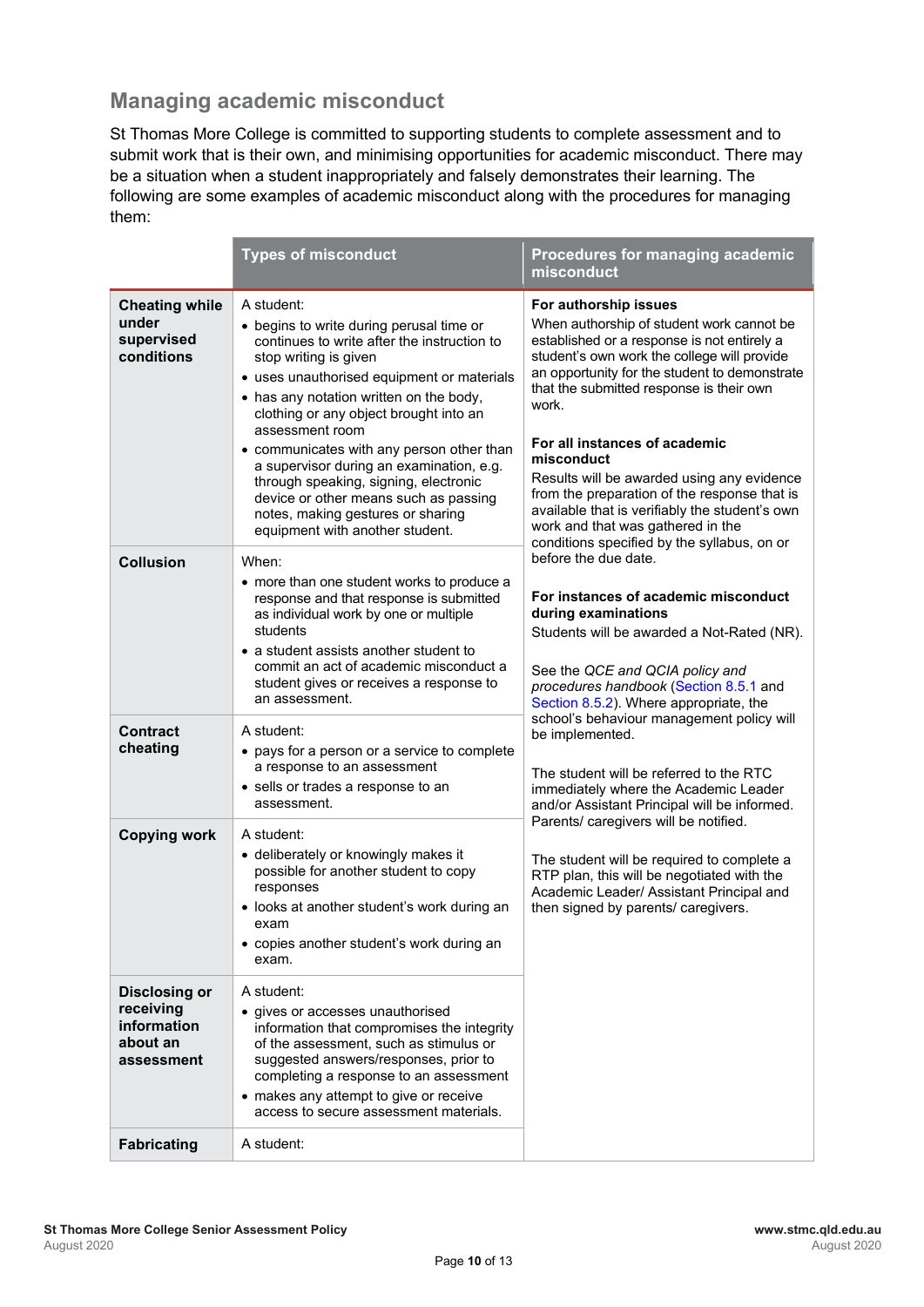## Managing academic misconduct

St Thomas More College is committed to supporting students to complete assessment and to submit work that is their own, and minimising opportunities for academic misconduct. There may be a situation when a student inappropriately and falsely demonstrates their learning. The following are some examples of academic misconduct along with the procedures for managing them:

| | Types of misconduct | Procedures for managing academic misconduct |
|---|---|---|
| **Cheating while under supervised conditions** | A student:<br>• begins to write during perusal time or continues to write after the instruction to stop writing is given<br>• uses unauthorised equipment or materials<br>• has any notation written on the body, clothing or any object brought into an assessment room<br>• communicates with any person other than a supervisor during an examination, e.g. through speaking, signing, electronic device or other means such as passing notes, making gestures or sharing equipment with another student. | **For authorship issues**<br>When authorship of student work cannot be established or a response is not entirely a student's own work the college will provide an opportunity for the student to demonstrate that the submitted response is their own work.<br><br>**For all instances of academic misconduct**<br>Results will be awarded using any evidence from the preparation of the response that is available that is verifiably the student's own work and that was gathered in the conditions specified by the syllabus, on or before the due date.<br><br>**For instances of academic misconduct during examinations**<br>Students will be awarded a Not-Rated (NR).<br><br>See the *QCE and QCIA policy and procedures handbook* (Section 8.5.1 and Section 8.5.2). Where appropriate, the school's behaviour management policy will be implemented.<br><br>The student will be referred to the RTC immediately where the Academic Leader and/or Assistant Principal will be informed. Parents/ caregivers will be notified.<br><br>The student will be required to complete a RTP plan, this will be negotiated with the Academic Leader/ Assistant Principal and then signed by parents/ caregivers. |
| **Collusion** | When:<br>• more than one student works to produce a response and that response is submitted as individual work by one or multiple students<br>• a student assists another student to commit an act of academic misconduct a student gives or receives a response to an assessment. | |
| **Contract cheating** | A student:<br>• pays for a person or a service to complete a response to an assessment<br>• sells or trades a response to an assessment. | |
| **Copying work** | A student:<br>• deliberately or knowingly makes it possible for another student to copy responses<br>• looks at another student's work during an exam<br>• copies another student's work during an exam. | |
| **Disclosing or receiving information about an assessment** | A student:<br>• gives or accesses unauthorised information that compromises the integrity of the assessment, such as stimulus or suggested answers/responses, prior to completing a response to an assessment<br>• makes any attempt to give or receive access to secure assessment materials. | |
| **Fabricating** | A student: | |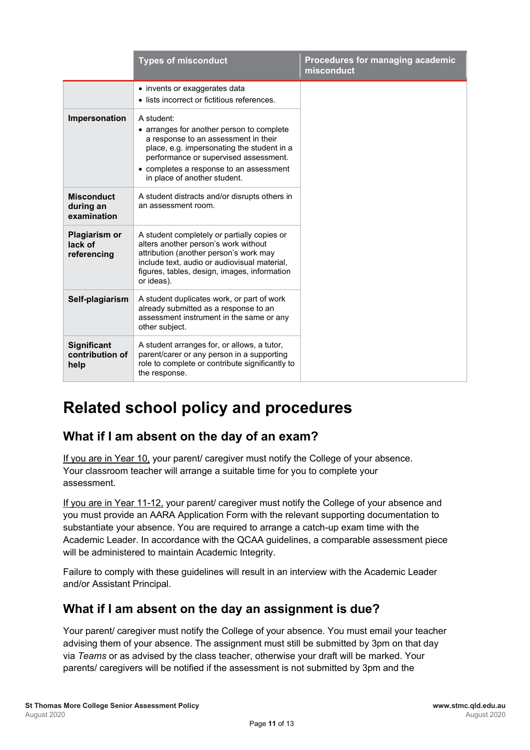| | Types of misconduct | Procedures for managing academic misconduct |
|---|---|---|
| | • invents or exaggerates data<br>• lists incorrect or fictitious references. | |
| **Impersonation** | A student:<br>• arranges for another person to complete a response to an assessment in their place, e.g. impersonating the student in a performance or supervised assessment.<br>• completes a response to an assessment in place of another student. | |
| **Misconduct during an examination** | A student distracts and/or disrupts others in an assessment room. | |
| **Plagiarism or lack of referencing** | A student completely or partially copies or alters another person's work without attribution (another person's work may include text, audio or audiovisual material, figures, tables, design, images, information or ideas). | |
| **Self-plagiarism** | A student duplicates work, or part of work already submitted as a response to an assessment instrument in the same or any other subject. | |
| **Significant contribution of help** | A student arranges for, or allows, a tutor, parent/carer or any person in a supporting role to complete or contribute significantly to the response. | |

# Related school policy and procedures

## What if I am absent on the day of an exam?

If you are in Year 10, your parent/ caregiver must notify the College of your absence. Your classroom teacher will arrange a suitable time for you to complete your assessment.

If you are in Year 11-12, your parent/ caregiver must notify the College of your absence and you must provide an AARA Application Form with the relevant supporting documentation to substantiate your absence. You are required to arrange a catch-up exam time with the Academic Leader. In accordance with the QCAA guidelines, a comparable assessment piece will be administered to maintain Academic Integrity.

Failure to comply with these guidelines will result in an interview with the Academic Leader and/or Assistant Principal.

## What if I am absent on the day an assignment is due?

Your parent/ caregiver must notify the College of your absence. You must email your teacher advising them of your absence. The assignment must still be submitted by 3pm on that day via *Teams* or as advised by the class teacher, otherwise your draft will be marked. Your parents/ caregivers will be notified if the assessment is not submitted by 3pm and the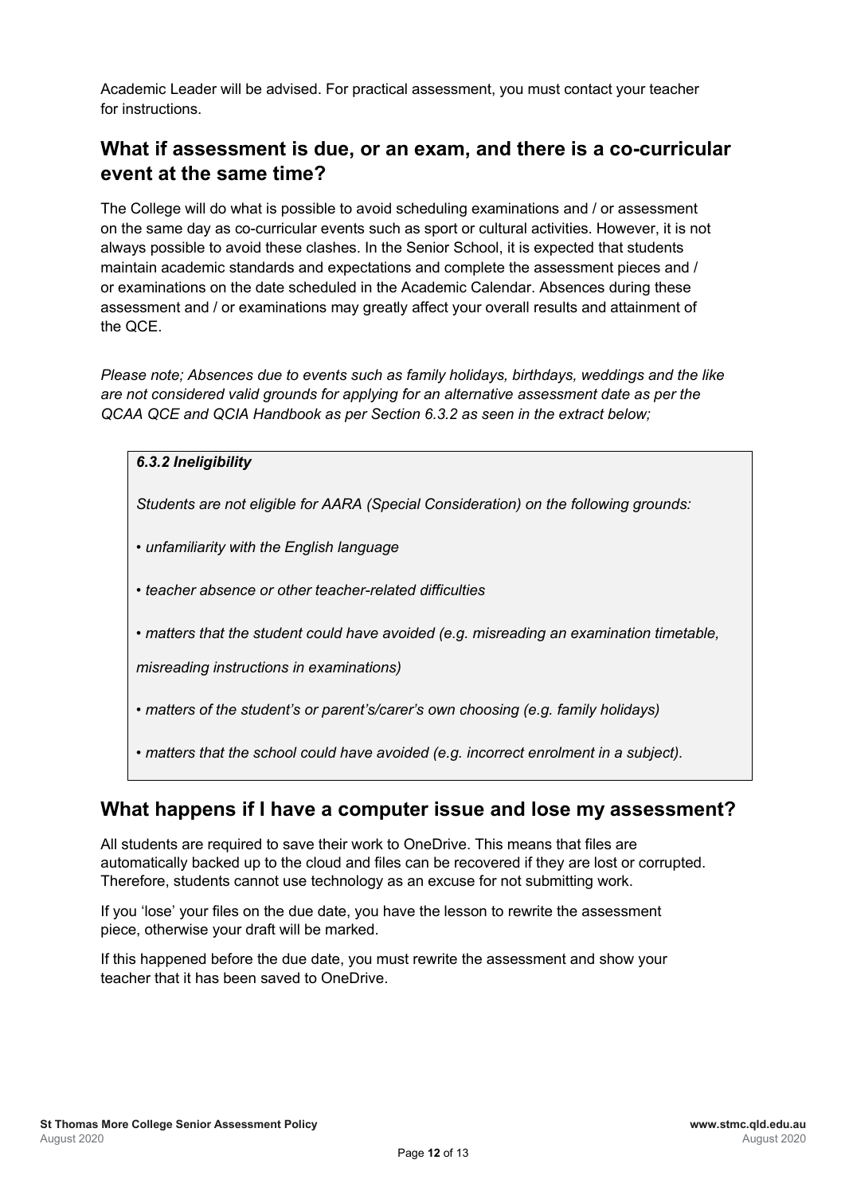Academic Leader will be advised. For practical assessment, you must contact your teacher for instructions.

## What if assessment is due, or an exam, and there is a co-curricular event at the same time?

The College will do what is possible to avoid scheduling examinations and / or assessment on the same day as co-curricular events such as sport or cultural activities. However, it is not always possible to avoid these clashes. In the Senior School, it is expected that students maintain academic standards and expectations and complete the assessment pieces and / or examinations on the date scheduled in the Academic Calendar. Absences during these assessment and / or examinations may greatly affect your overall results and attainment of the QCE.

*Please note; Absences due to events such as family holidays, birthdays, weddings and the like are not considered valid grounds for applying for an alternative assessment date as per the QCAA QCE and QCIA Handbook as per Section 6.3.2 as seen in the extract below;*

> ***6.3.2 Ineligibility***
>
> *Students are not eligible for AARA (Special Consideration) on the following grounds:*
>
> - *unfamiliarity with the English language*
> - *teacher absence or other teacher-related difficulties*
> - *matters that the student could have avoided (e.g. misreading an examination timetable, misreading instructions in examinations)*
> - *matters of the student's or parent's/carer's own choosing (e.g. family holidays)*
> - *matters that the school could have avoided (e.g. incorrect enrolment in a subject).*

## What happens if I have a computer issue and lose my assessment?

All students are required to save their work to OneDrive. This means that files are automatically backed up to the cloud and files can be recovered if they are lost or corrupted. Therefore, students cannot use technology as an excuse for not submitting work.

If you 'lose' your files on the due date, you have the lesson to rewrite the assessment piece, otherwise your draft will be marked.

If this happened before the due date, you must rewrite the assessment and show your teacher that it has been saved to OneDrive.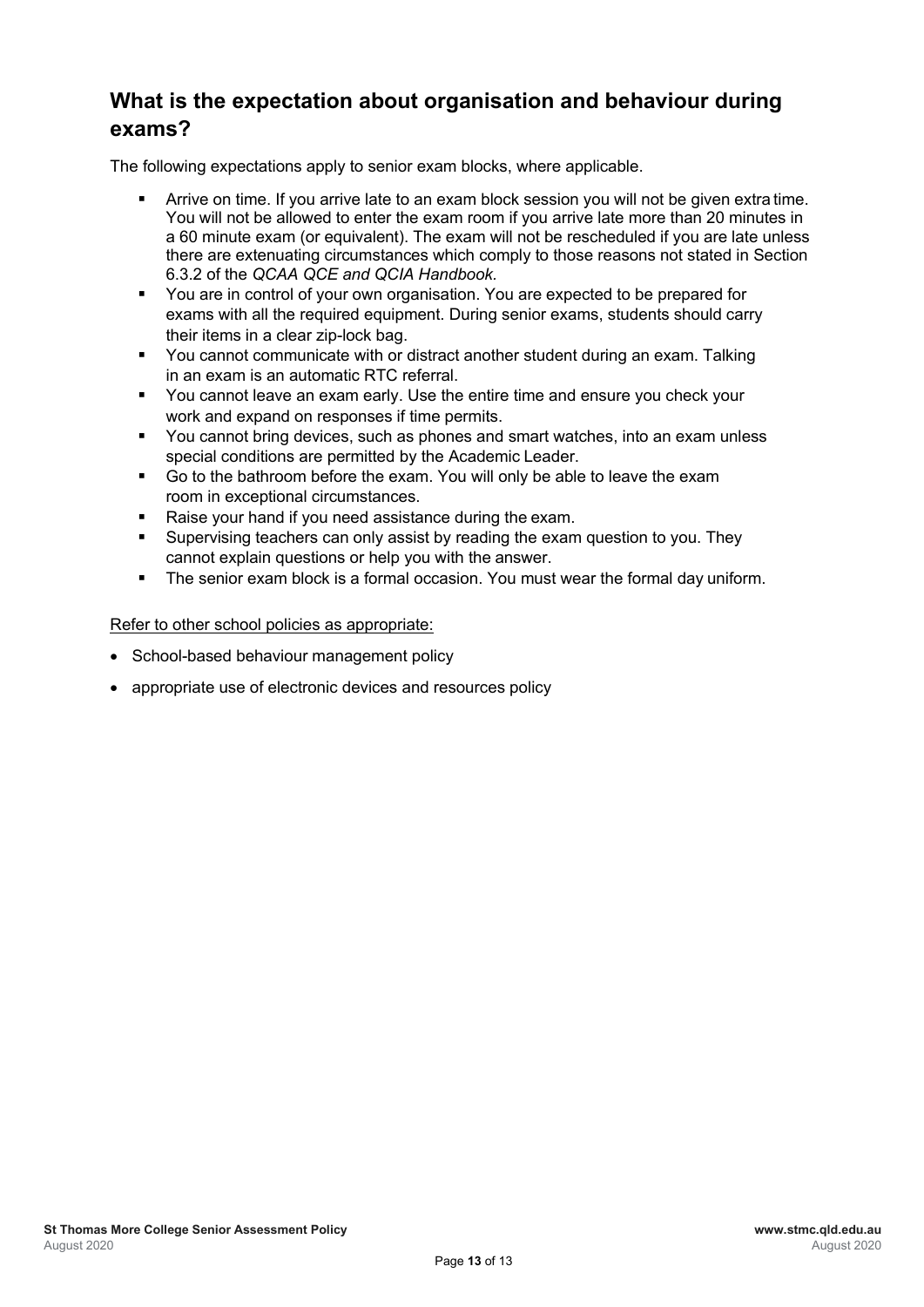## What is the expectation about organisation and behaviour during exams?

The following expectations apply to senior exam blocks, where applicable.

- Arrive on time. If you arrive late to an exam block session you will not be given extra time. You will not be allowed to enter the exam room if you arrive late more than 20 minutes in a 60 minute exam (or equivalent). The exam will not be rescheduled if you are late unless there are extenuating circumstances which comply to those reasons not stated in Section 6.3.2 of the *QCAA QCE and QCIA Handbook.*
- You are in control of your own organisation. You are expected to be prepared for exams with all the required equipment. During senior exams, students should carry their items in a clear zip-lock bag.
- You cannot communicate with or distract another student during an exam. Talking in an exam is an automatic RTC referral.
- You cannot leave an exam early. Use the entire time and ensure you check your work and expand on responses if time permits.
- You cannot bring devices, such as phones and smart watches, into an exam unless special conditions are permitted by the Academic Leader.
- Go to the bathroom before the exam. You will only be able to leave the exam room in exceptional circumstances.
- Raise your hand if you need assistance during the exam.
- Supervising teachers can only assist by reading the exam question to you. They cannot explain questions or help you with the answer.
- The senior exam block is a formal occasion. You must wear the formal day uniform.

<u>Refer to other school policies as appropriate:</u>

- School-based behaviour management policy
- appropriate use of electronic devices and resources policy